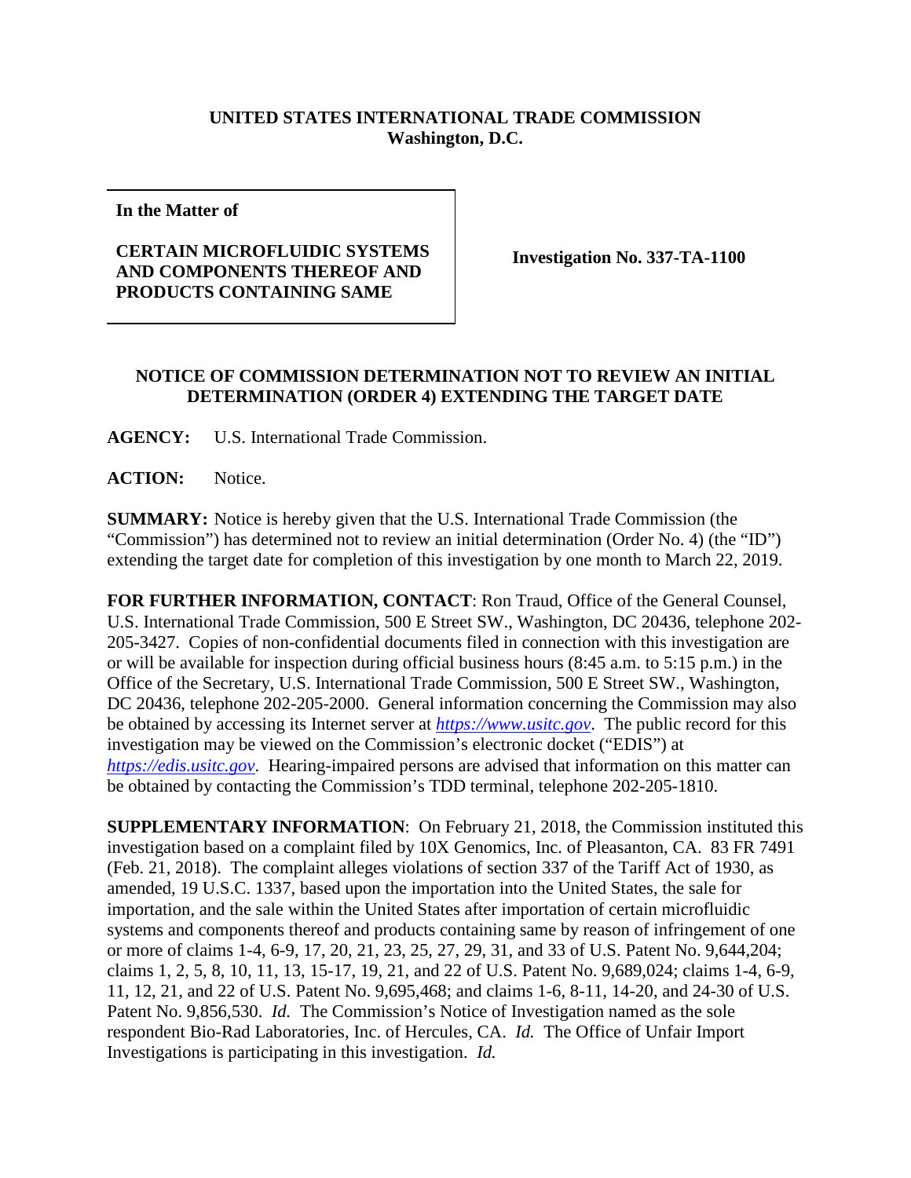**UNITED STATES INTERNATIONAL TRADE COMMISSION**
**Washington, D.C.**

**In the Matter of**

**CERTAIN MICROFLUIDIC SYSTEMS AND COMPONENTS THEREOF AND PRODUCTS CONTAINING SAME**

**Investigation No. 337-TA-1100**

**NOTICE OF COMMISSION DETERMINATION NOT TO REVIEW AN INITIAL DETERMINATION (ORDER 4) EXTENDING THE TARGET DATE**

**AGENCY:** U.S. International Trade Commission.

**ACTION:** Notice.

**SUMMARY:** Notice is hereby given that the U.S. International Trade Commission (the "Commission") has determined not to review an initial determination (Order No. 4) (the "ID") extending the target date for completion of this investigation by one month to March 22, 2019.

**FOR FURTHER INFORMATION, CONTACT**: Ron Traud, Office of the General Counsel, U.S. International Trade Commission, 500 E Street SW., Washington, DC 20436, telephone 202-205-3427. Copies of non-confidential documents filed in connection with this investigation are or will be available for inspection during official business hours (8:45 a.m. to 5:15 p.m.) in the Office of the Secretary, U.S. International Trade Commission, 500 E Street SW., Washington, DC 20436, telephone 202-205-2000. General information concerning the Commission may also be obtained by accessing its Internet server at *https://www.usitc.gov*. The public record for this investigation may be viewed on the Commission's electronic docket ("EDIS") at *https://edis.usitc.gov*. Hearing-impaired persons are advised that information on this matter can be obtained by contacting the Commission's TDD terminal, telephone 202-205-1810.

**SUPPLEMENTARY INFORMATION**: On February 21, 2018, the Commission instituted this investigation based on a complaint filed by 10X Genomics, Inc. of Pleasanton, CA. 83 FR 7491 (Feb. 21, 2018). The complaint alleges violations of section 337 of the Tariff Act of 1930, as amended, 19 U.S.C. 1337, based upon the importation into the United States, the sale for importation, and the sale within the United States after importation of certain microfluidic systems and components thereof and products containing same by reason of infringement of one or more of claims 1-4, 6-9, 17, 20, 21, 23, 25, 27, 29, 31, and 33 of U.S. Patent No. 9,644,204; claims 1, 2, 5, 8, 10, 11, 13, 15-17, 19, 21, and 22 of U.S. Patent No. 9,689,024; claims 1-4, 6-9, 11, 12, 21, and 22 of U.S. Patent No. 9,695,468; and claims 1-6, 8-11, 14-20, and 24-30 of U.S. Patent No. 9,856,530. *Id.* The Commission's Notice of Investigation named as the sole respondent Bio-Rad Laboratories, Inc. of Hercules, CA. *Id.* The Office of Unfair Import Investigations is participating in this investigation. *Id.*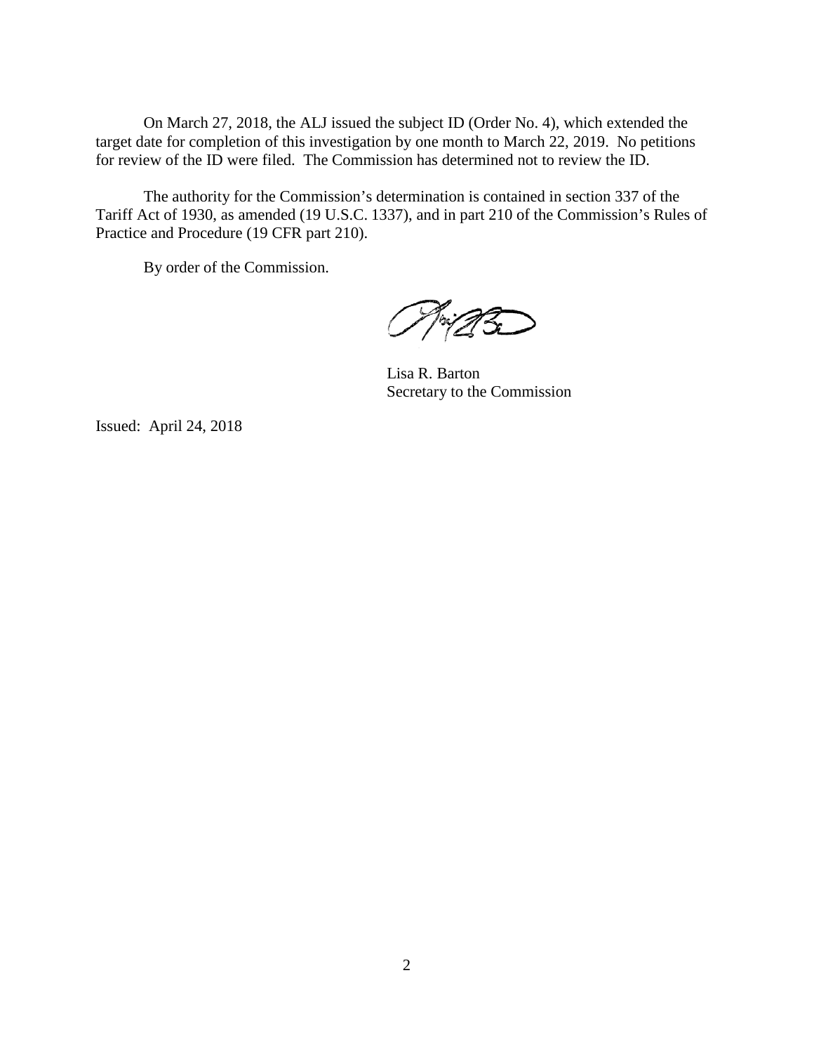On March 27, 2018, the ALJ issued the subject ID (Order No. 4), which extended the target date for completion of this investigation by one month to March 22, 2019. No petitions for review of the ID were filed. The Commission has determined not to review the ID.

The authority for the Commission's determination is contained in section 337 of the Tariff Act of 1930, as amended (19 U.S.C. 1337), and in part 210 of the Commission's Rules of Practice and Procedure (19 CFR part 210).

By order of the Commission.

Lisa R. Barton
Secretary to the Commission

Issued: April 24, 2018